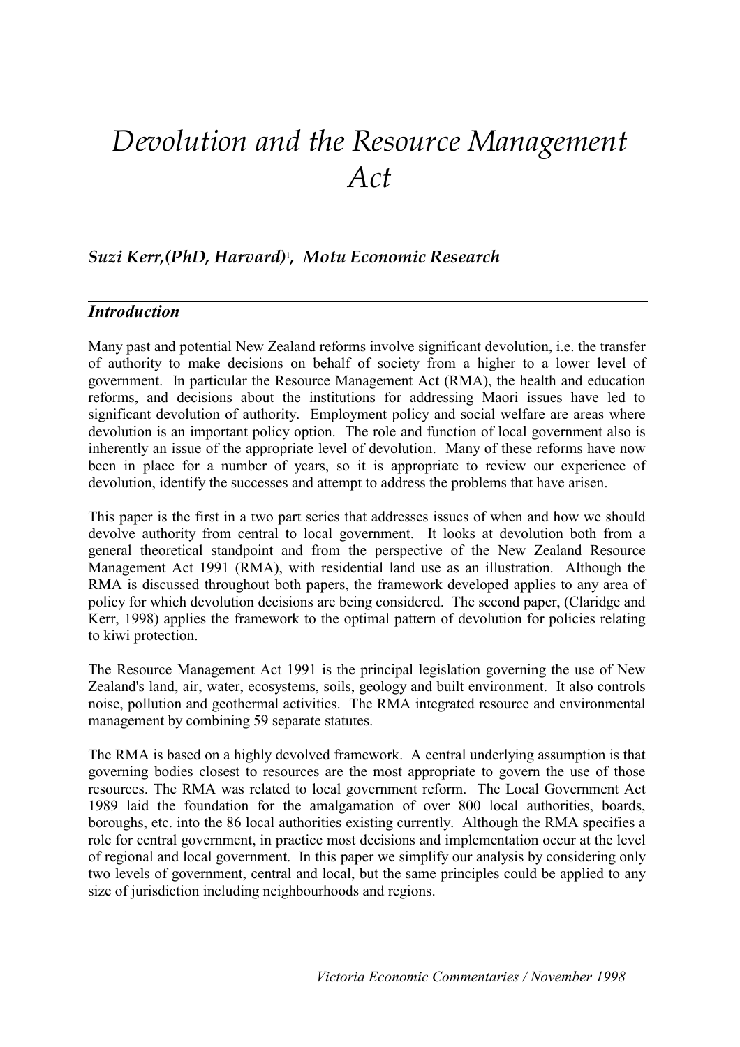# *Devolution and the Resource Management Act*

***Suzi Kerr,(PhD, Harvard)[1], Motu Economic Research***

## *Introduction*

Many past and potential New Zealand reforms involve significant devolution, i.e. the transfer of authority to make decisions on behalf of society from a higher to a lower level of government. In particular the Resource Management Act (RMA), the health and education reforms, and decisions about the institutions for addressing Maori issues have led to significant devolution of authority. Employment policy and social welfare are areas where devolution is an important policy option. The role and function of local government also is inherently an issue of the appropriate level of devolution. Many of these reforms have now been in place for a number of years, so it is appropriate to review our experience of devolution, identify the successes and attempt to address the problems that have arisen.

This paper is the first in a two part series that addresses issues of when and how we should devolve authority from central to local government. It looks at devolution both from a general theoretical standpoint and from the perspective of the New Zealand Resource Management Act 1991 (RMA), with residential land use as an illustration. Although the RMA is discussed throughout both papers, the framework developed applies to any area of policy for which devolution decisions are being considered. The second paper, (Claridge and Kerr, 1998) applies the framework to the optimal pattern of devolution for policies relating to kiwi protection.

The Resource Management Act 1991 is the principal legislation governing the use of New Zealand's land, air, water, ecosystems, soils, geology and built environment. It also controls noise, pollution and geothermal activities. The RMA integrated resource and environmental management by combining 59 separate statutes.

The RMA is based on a highly devolved framework. A central underlying assumption is that governing bodies closest to resources are the most appropriate to govern the use of those resources. The RMA was related to local government reform. The Local Government Act 1989 laid the foundation for the amalgamation of over 800 local authorities, boards, boroughs, etc. into the 86 local authorities existing currently. Although the RMA specifies a role for central government, in practice most decisions and implementation occur at the level of regional and local government. In this paper we simplify our analysis by considering only two levels of government, central and local, but the same principles could be applied to any size of jurisdiction including neighbourhoods and regions.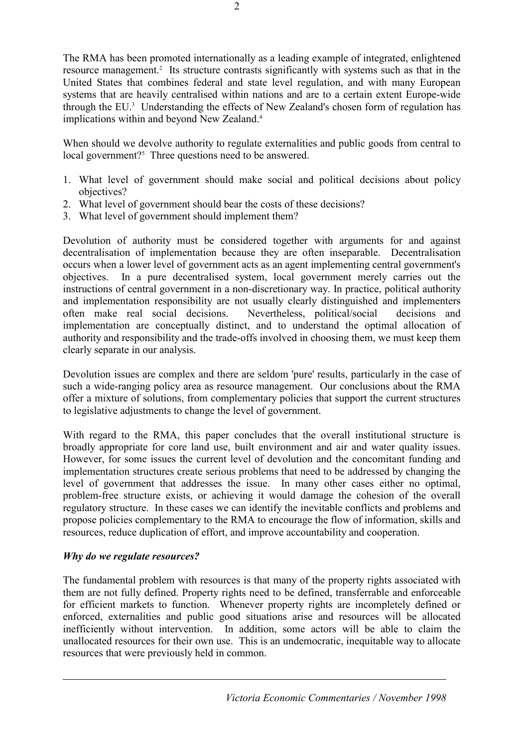The RMA has been promoted internationally as a leading example of integrated, enlightened resource management.[2] Its structure contrasts significantly with systems such as that in the United States that combines federal and state level regulation, and with many European systems that are heavily centralised within nations and are to a certain extent Europe-wide through the EU.[3] Understanding the effects of New Zealand's chosen form of regulation has implications within and beyond New Zealand.[4]

When should we devolve authority to regulate externalities and public goods from central to local government?[5] Three questions need to be answered.

1. What level of government should make social and political decisions about policy objectives?
2. What level of government should bear the costs of these decisions?
3. What level of government should implement them?

Devolution of authority must be considered together with arguments for and against decentralisation of implementation because they are often inseparable. Decentralisation occurs when a lower level of government acts as an agent implementing central government's objectives. In a pure decentralised system, local government merely carries out the instructions of central government in a non-discretionary way. In practice, political authority and implementation responsibility are not usually clearly distinguished and implementers often make real social decisions. Nevertheless, political/social decisions and implementation are conceptually distinct, and to understand the optimal allocation of authority and responsibility and the trade-offs involved in choosing them, we must keep them clearly separate in our analysis.

Devolution issues are complex and there are seldom 'pure' results, particularly in the case of such a wide-ranging policy area as resource management. Our conclusions about the RMA offer a mixture of solutions, from complementary policies that support the current structures to legislative adjustments to change the level of government.

With regard to the RMA, this paper concludes that the overall institutional structure is broadly appropriate for core land use, built environment and air and water quality issues. However, for some issues the current level of devolution and the concomitant funding and implementation structures create serious problems that need to be addressed by changing the level of government that addresses the issue. In many other cases either no optimal, problem-free structure exists, or achieving it would damage the cohesion of the overall regulatory structure. In these cases we can identify the inevitable conflicts and problems and propose policies complementary to the RMA to encourage the flow of information, skills and resources, reduce duplication of effort, and improve accountability and cooperation.

### *Why do we regulate resources?*

The fundamental problem with resources is that many of the property rights associated with them are not fully defined. Property rights need to be defined, transferrable and enforceable for efficient markets to function. Whenever property rights are incompletely defined or enforced, externalities and public good situations arise and resources will be allocated inefficiently without intervention. In addition, some actors will be able to claim the unallocated resources for their own use. This is an undemocratic, inequitable way to allocate resources that were previously held in common.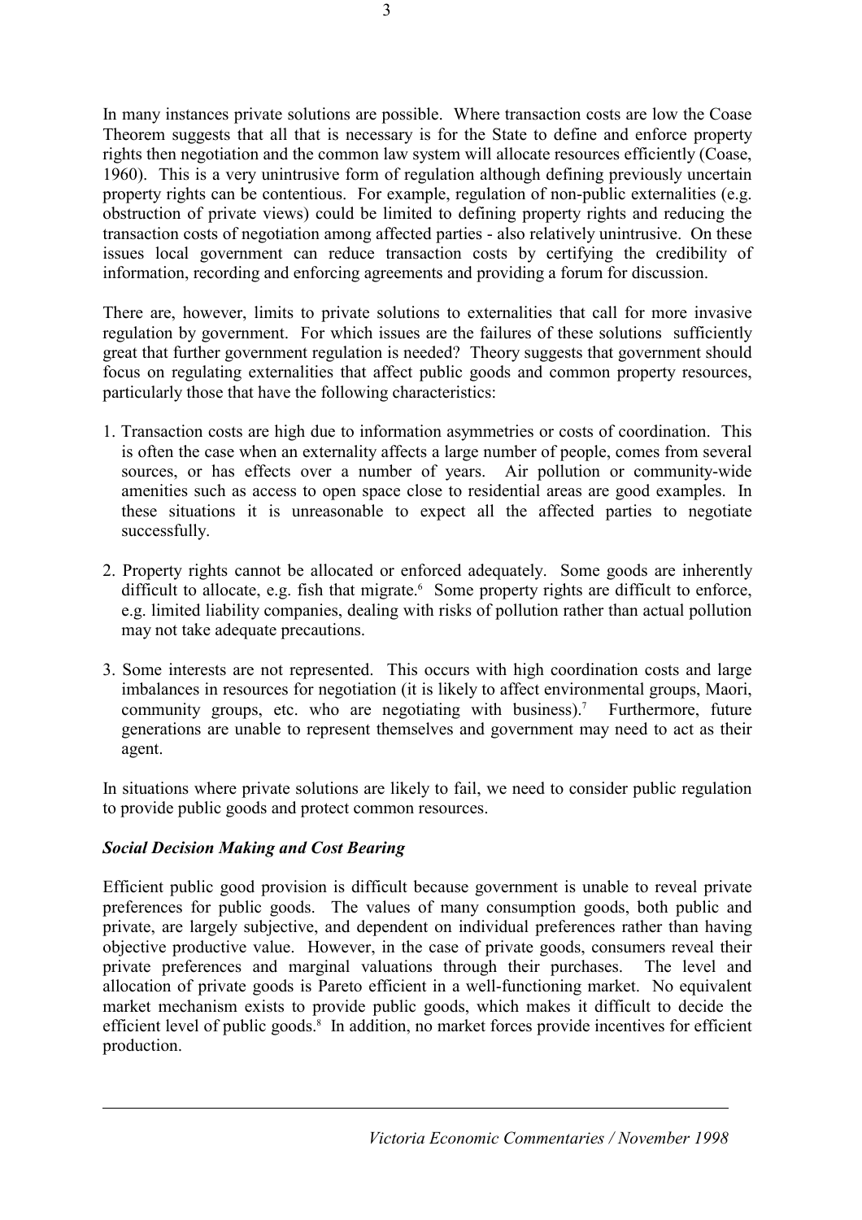In many instances private solutions are possible. Where transaction costs are low the Coase Theorem suggests that all that is necessary is for the State to define and enforce property rights then negotiation and the common law system will allocate resources efficiently (Coase, 1960). This is a very unintrusive form of regulation although defining previously uncertain property rights can be contentious. For example, regulation of non-public externalities (e.g. obstruction of private views) could be limited to defining property rights and reducing the transaction costs of negotiation among affected parties - also relatively unintrusive. On these issues local government can reduce transaction costs by certifying the credibility of information, recording and enforcing agreements and providing a forum for discussion.

There are, however, limits to private solutions to externalities that call for more invasive regulation by government. For which issues are the failures of these solutions sufficiently great that further government regulation is needed? Theory suggests that government should focus on regulating externalities that affect public goods and common property resources, particularly those that have the following characteristics:

1. Transaction costs are high due to information asymmetries or costs of coordination. This is often the case when an externality affects a large number of people, comes from several sources, or has effects over a number of years. Air pollution or community-wide amenities such as access to open space close to residential areas are good examples. In these situations it is unreasonable to expect all the affected parties to negotiate successfully.

2. Property rights cannot be allocated or enforced adequately. Some goods are inherently difficult to allocate, e.g. fish that migrate.[6] Some property rights are difficult to enforce, e.g. limited liability companies, dealing with risks of pollution rather than actual pollution may not take adequate precautions.

3. Some interests are not represented. This occurs with high coordination costs and large imbalances in resources for negotiation (it is likely to affect environmental groups, Maori, community groups, etc. who are negotiating with business).[7] Furthermore, future generations are unable to represent themselves and government may need to act as their agent.

In situations where private solutions are likely to fail, we need to consider public regulation to provide public goods and protect common resources.

### *Social Decision Making and Cost Bearing*

Efficient public good provision is difficult because government is unable to reveal private preferences for public goods. The values of many consumption goods, both public and private, are largely subjective, and dependent on individual preferences rather than having objective productive value. However, in the case of private goods, consumers reveal their private preferences and marginal valuations through their purchases. The level and allocation of private goods is Pareto efficient in a well-functioning market. No equivalent market mechanism exists to provide public goods, which makes it difficult to decide the efficient level of public goods.[8] In addition, no market forces provide incentives for efficient production.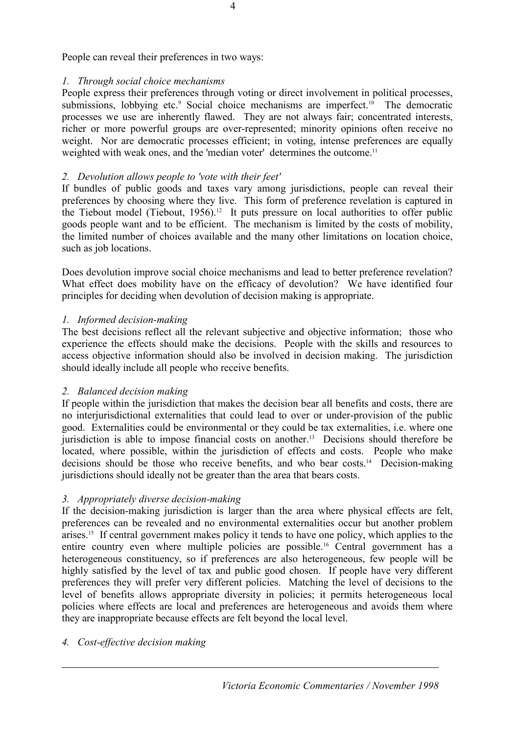People can reveal their preferences in two ways:

*1. Through social choice mechanisms*

People express their preferences through voting or direct involvement in political processes, submissions, lobbying etc.[9] Social choice mechanisms are imperfect.[10] The democratic processes we use are inherently flawed. They are not always fair; concentrated interests, richer or more powerful groups are over-represented; minority opinions often receive no weight. Nor are democratic processes efficient; in voting, intense preferences are equally weighted with weak ones, and the 'median voter' determines the outcome.[11]

*2. Devolution allows people to 'vote with their feet'*

If bundles of public goods and taxes vary among jurisdictions, people can reveal their preferences by choosing where they live. This form of preference revelation is captured in the Tiebout model (Tiebout, 1956).[12] It puts pressure on local authorities to offer public goods people want and to be efficient. The mechanism is limited by the costs of mobility, the limited number of choices available and the many other limitations on location choice, such as job locations.

Does devolution improve social choice mechanisms and lead to better preference revelation? What effect does mobility have on the efficacy of devolution? We have identified four principles for deciding when devolution of decision making is appropriate.

*1. Informed decision-making*

The best decisions reflect all the relevant subjective and objective information; those who experience the effects should make the decisions. People with the skills and resources to access objective information should also be involved in decision making. The jurisdiction should ideally include all people who receive benefits.

*2. Balanced decision making*

If people within the jurisdiction that makes the decision bear all benefits and costs, there are no interjurisdictional externalities that could lead to over or under-provision of the public good. Externalities could be environmental or they could be tax externalities, i.e. where one jurisdiction is able to impose financial costs on another.[13] Decisions should therefore be located, where possible, within the jurisdiction of effects and costs. People who make decisions should be those who receive benefits, and who bear costs.[14] Decision-making jurisdictions should ideally not be greater than the area that bears costs.

*3. Appropriately diverse decision-making*

If the decision-making jurisdiction is larger than the area where physical effects are felt, preferences can be revealed and no environmental externalities occur but another problem arises.[15] If central government makes policy it tends to have one policy, which applies to the entire country even where multiple policies are possible.[16] Central government has a heterogeneous constituency, so if preferences are also heterogeneous, few people will be highly satisfied by the level of tax and public good chosen. If people have very different preferences they will prefer very different policies. Matching the level of decisions to the level of benefits allows appropriate diversity in policies; it permits heterogeneous local policies where effects are local and preferences are heterogeneous and avoids them where they are inappropriate because effects are felt beyond the local level.

*4. Cost-effective decision making*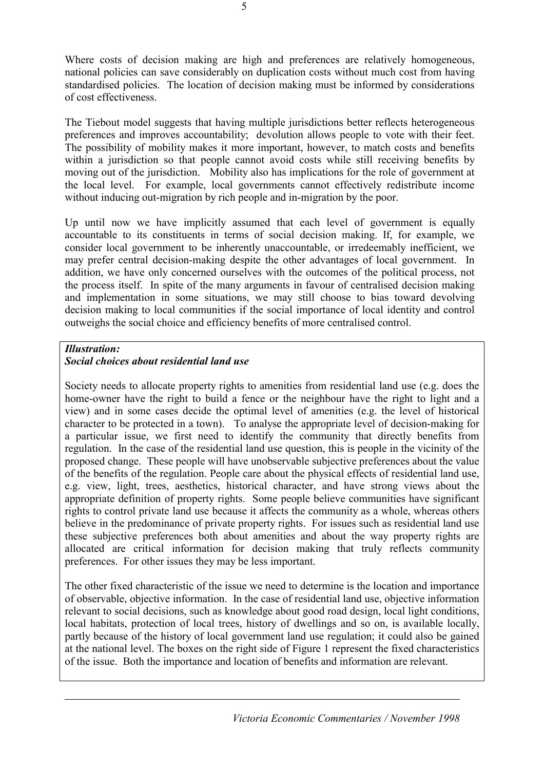Where costs of decision making are high and preferences are relatively homogeneous, national policies can save considerably on duplication costs without much cost from having standardised policies. The location of decision making must be informed by considerations of cost effectiveness.

The Tiebout model suggests that having multiple jurisdictions better reflects heterogeneous preferences and improves accountability; devolution allows people to vote with their feet. The possibility of mobility makes it more important, however, to match costs and benefits within a jurisdiction so that people cannot avoid costs while still receiving benefits by moving out of the jurisdiction. Mobility also has implications for the role of government at the local level. For example, local governments cannot effectively redistribute income without inducing out-migration by rich people and in-migration by the poor.

Up until now we have implicitly assumed that each level of government is equally accountable to its constituents in terms of social decision making. If, for example, we consider local government to be inherently unaccountable, or irredeemably inefficient, we may prefer central decision-making despite the other advantages of local government. In addition, we have only concerned ourselves with the outcomes of the political process, not the process itself. In spite of the many arguments in favour of centralised decision making and implementation in some situations, we may still choose to bias toward devolving decision making to local communities if the social importance of local identity and control outweighs the social choice and efficiency benefits of more centralised control.

***Illustration:***
***Social choices about residential land use***

Society needs to allocate property rights to amenities from residential land use (e.g. does the home-owner have the right to build a fence or the neighbour have the right to light and a view) and in some cases decide the optimal level of amenities (e.g. the level of historical character to be protected in a town). To analyse the appropriate level of decision-making for a particular issue, we first need to identify the community that directly benefits from regulation. In the case of the residential land use question, this is people in the vicinity of the proposed change. These people will have unobservable subjective preferences about the value of the benefits of the regulation. People care about the physical effects of residential land use, e.g. view, light, trees, aesthetics, historical character, and have strong views about the appropriate definition of property rights. Some people believe communities have significant rights to control private land use because it affects the community as a whole, whereas others believe in the predominance of private property rights. For issues such as residential land use these subjective preferences both about amenities and about the way property rights are allocated are critical information for decision making that truly reflects community preferences. For other issues they may be less important.

The other fixed characteristic of the issue we need to determine is the location and importance of observable, objective information. In the case of residential land use, objective information relevant to social decisions, such as knowledge about good road design, local light conditions, local habitats, protection of local trees, history of dwellings and so on, is available locally, partly because of the history of local government land use regulation; it could also be gained at the national level. The boxes on the right side of Figure 1 represent the fixed characteristics of the issue. Both the importance and location of benefits and information are relevant.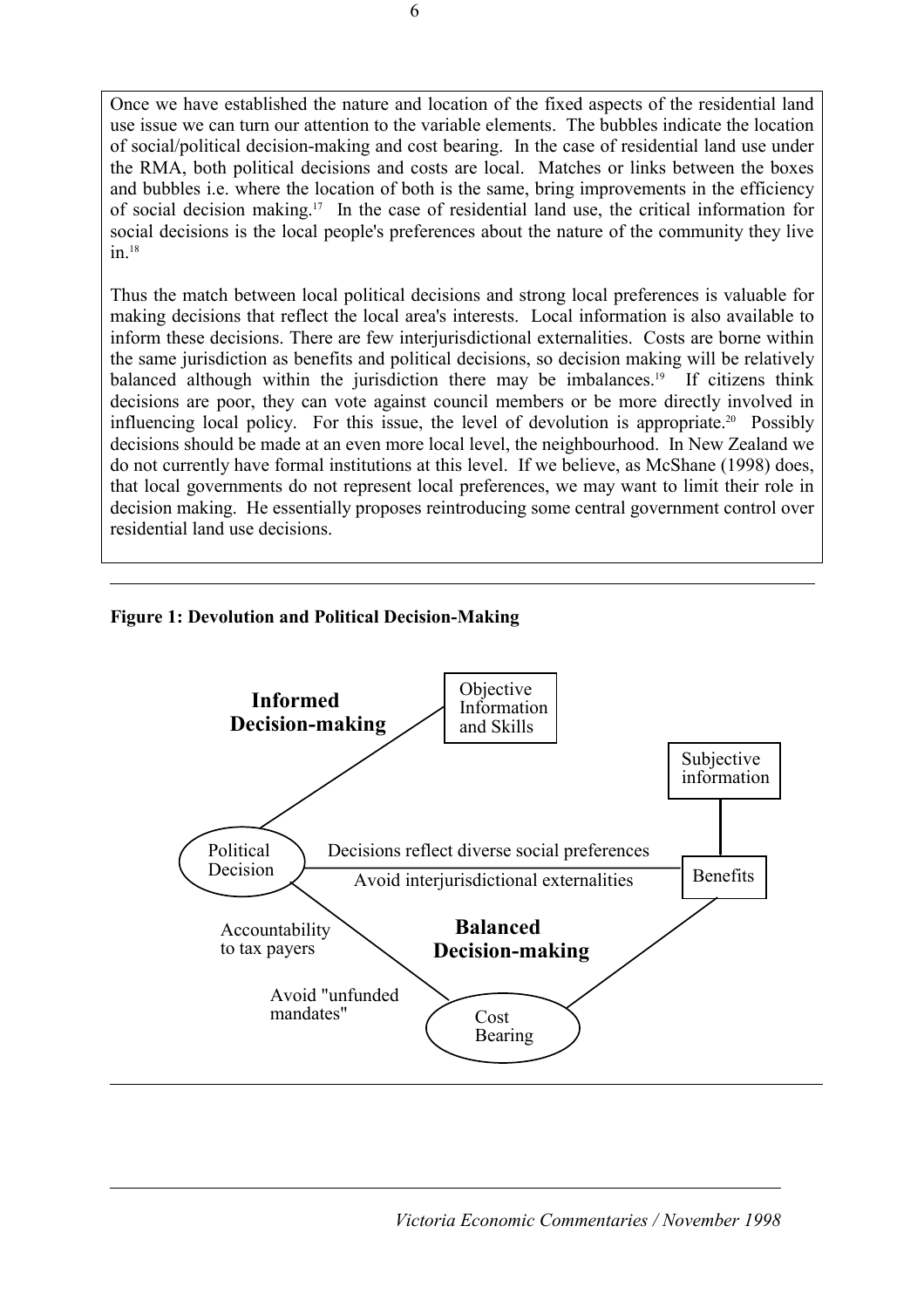Once we have established the nature and location of the fixed aspects of the residential land use issue we can turn our attention to the variable elements. The bubbles indicate the location of social/political decision-making and cost bearing. In the case of residential land use under the RMA, both political decisions and costs are local. Matches or links between the boxes and bubbles i.e. where the location of both is the same, bring improvements in the efficiency of social decision making.[17] In the case of residential land use, the critical information for social decisions is the local people's preferences about the nature of the community they live in.[18]

Thus the match between local political decisions and strong local preferences is valuable for making decisions that reflect the local area's interests. Local information is also available to inform these decisions. There are few interjurisdictional externalities. Costs are borne within the same jurisdiction as benefits and political decisions, so decision making will be relatively balanced although within the jurisdiction there may be imbalances.[19] If citizens think decisions are poor, they can vote against council members or be more directly involved in influencing local policy. For this issue, the level of devolution is appropriate.[20] Possibly decisions should be made at an even more local level, the neighbourhood. In New Zealand we do not currently have formal institutions at this level. If we believe, as McShane (1998) does, that local governments do not represent local preferences, we may want to limit their role in decision making. He essentially proposes reintroducing some central government control over residential land use decisions.

**Figure 1: Devolution and Political Decision-Making**

**Informed Decision-making**

Objective Information and Skills

Subjective information

Political Decision

Decisions reflect diverse social preferences

Avoid interjurisdictional externalities

Benefits

Accountability to tax payers

**Balanced Decision-making**

Avoid "unfunded mandates"

Cost Bearing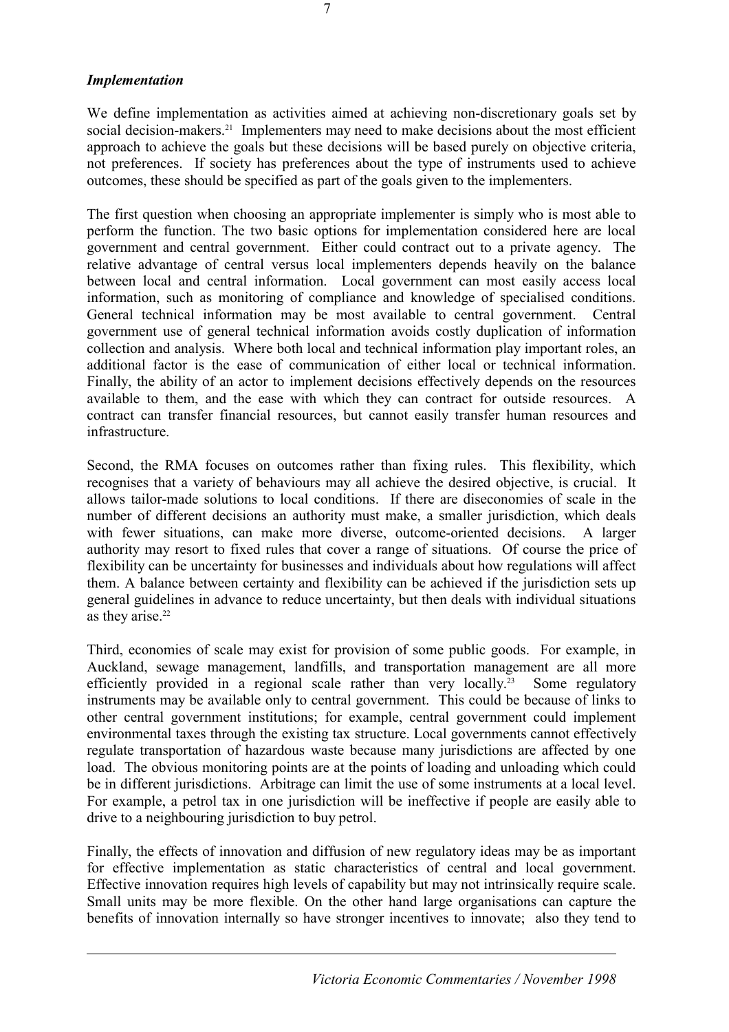### *Implementation*

We define implementation as activities aimed at achieving non-discretionary goals set by social decision-makers.[21] Implementers may need to make decisions about the most efficient approach to achieve the goals but these decisions will be based purely on objective criteria, not preferences. If society has preferences about the type of instruments used to achieve outcomes, these should be specified as part of the goals given to the implementers.

The first question when choosing an appropriate implementer is simply who is most able to perform the function. The two basic options for implementation considered here are local government and central government. Either could contract out to a private agency. The relative advantage of central versus local implementers depends heavily on the balance between local and central information. Local government can most easily access local information, such as monitoring of compliance and knowledge of specialised conditions. General technical information may be most available to central government. Central government use of general technical information avoids costly duplication of information collection and analysis. Where both local and technical information play important roles, an additional factor is the ease of communication of either local or technical information. Finally, the ability of an actor to implement decisions effectively depends on the resources available to them, and the ease with which they can contract for outside resources. A contract can transfer financial resources, but cannot easily transfer human resources and infrastructure.

Second, the RMA focuses on outcomes rather than fixing rules. This flexibility, which recognises that a variety of behaviours may all achieve the desired objective, is crucial. It allows tailor-made solutions to local conditions. If there are diseconomies of scale in the number of different decisions an authority must make, a smaller jurisdiction, which deals with fewer situations, can make more diverse, outcome-oriented decisions. A larger authority may resort to fixed rules that cover a range of situations. Of course the price of flexibility can be uncertainty for businesses and individuals about how regulations will affect them. A balance between certainty and flexibility can be achieved if the jurisdiction sets up general guidelines in advance to reduce uncertainty, but then deals with individual situations as they arise.[22]

Third, economies of scale may exist for provision of some public goods. For example, in Auckland, sewage management, landfills, and transportation management are all more efficiently provided in a regional scale rather than very locally.[23] Some regulatory instruments may be available only to central government. This could be because of links to other central government institutions; for example, central government could implement environmental taxes through the existing tax structure. Local governments cannot effectively regulate transportation of hazardous waste because many jurisdictions are affected by one load. The obvious monitoring points are at the points of loading and unloading which could be in different jurisdictions. Arbitrage can limit the use of some instruments at a local level. For example, a petrol tax in one jurisdiction will be ineffective if people are easily able to drive to a neighbouring jurisdiction to buy petrol.

Finally, the effects of innovation and diffusion of new regulatory ideas may be as important for effective implementation as static characteristics of central and local government. Effective innovation requires high levels of capability but may not intrinsically require scale. Small units may be more flexible. On the other hand large organisations can capture the benefits of innovation internally so have stronger incentives to innovate; also they tend to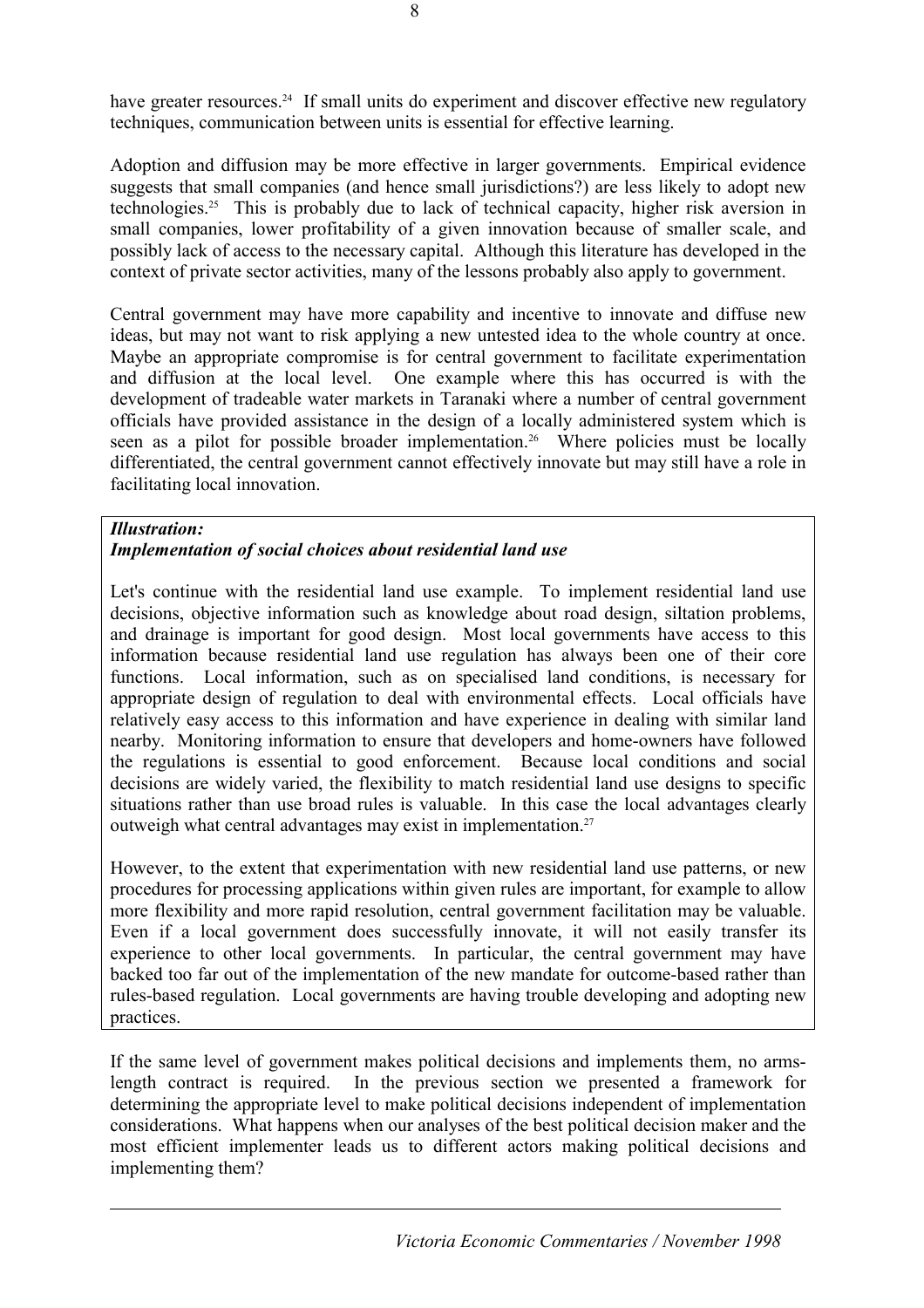have greater resources.[24] If small units do experiment and discover effective new regulatory techniques, communication between units is essential for effective learning.

Adoption and diffusion may be more effective in larger governments. Empirical evidence suggests that small companies (and hence small jurisdictions?) are less likely to adopt new technologies.[25] This is probably due to lack of technical capacity, higher risk aversion in small companies, lower profitability of a given innovation because of smaller scale, and possibly lack of access to the necessary capital. Although this literature has developed in the context of private sector activities, many of the lessons probably also apply to government.

Central government may have more capability and incentive to innovate and diffuse new ideas, but may not want to risk applying a new untested idea to the whole country at once. Maybe an appropriate compromise is for central government to facilitate experimentation and diffusion at the local level. One example where this has occurred is with the development of tradeable water markets in Taranaki where a number of central government officials have provided assistance in the design of a locally administered system which is seen as a pilot for possible broader implementation.[26] Where policies must be locally differentiated, the central government cannot effectively innovate but may still have a role in facilitating local innovation.

***Illustration:***
***Implementation of social choices about residential land use***

Let's continue with the residential land use example. To implement residential land use decisions, objective information such as knowledge about road design, siltation problems, and drainage is important for good design. Most local governments have access to this information because residential land use regulation has always been one of their core functions. Local information, such as on specialised land conditions, is necessary for appropriate design of regulation to deal with environmental effects. Local officials have relatively easy access to this information and have experience in dealing with similar land nearby. Monitoring information to ensure that developers and home-owners have followed the regulations is essential to good enforcement. Because local conditions and social decisions are widely varied, the flexibility to match residential land use designs to specific situations rather than use broad rules is valuable. In this case the local advantages clearly outweigh what central advantages may exist in implementation.[27]

However, to the extent that experimentation with new residential land use patterns, or new procedures for processing applications within given rules are important, for example to allow more flexibility and more rapid resolution, central government facilitation may be valuable. Even if a local government does successfully innovate, it will not easily transfer its experience to other local governments. In particular, the central government may have backed too far out of the implementation of the new mandate for outcome-based rather than rules-based regulation. Local governments are having trouble developing and adopting new practices.

If the same level of government makes political decisions and implements them, no arms-length contract is required. In the previous section we presented a framework for determining the appropriate level to make political decisions independent of implementation considerations. What happens when our analyses of the best political decision maker and the most efficient implementer leads us to different actors making political decisions and implementing them?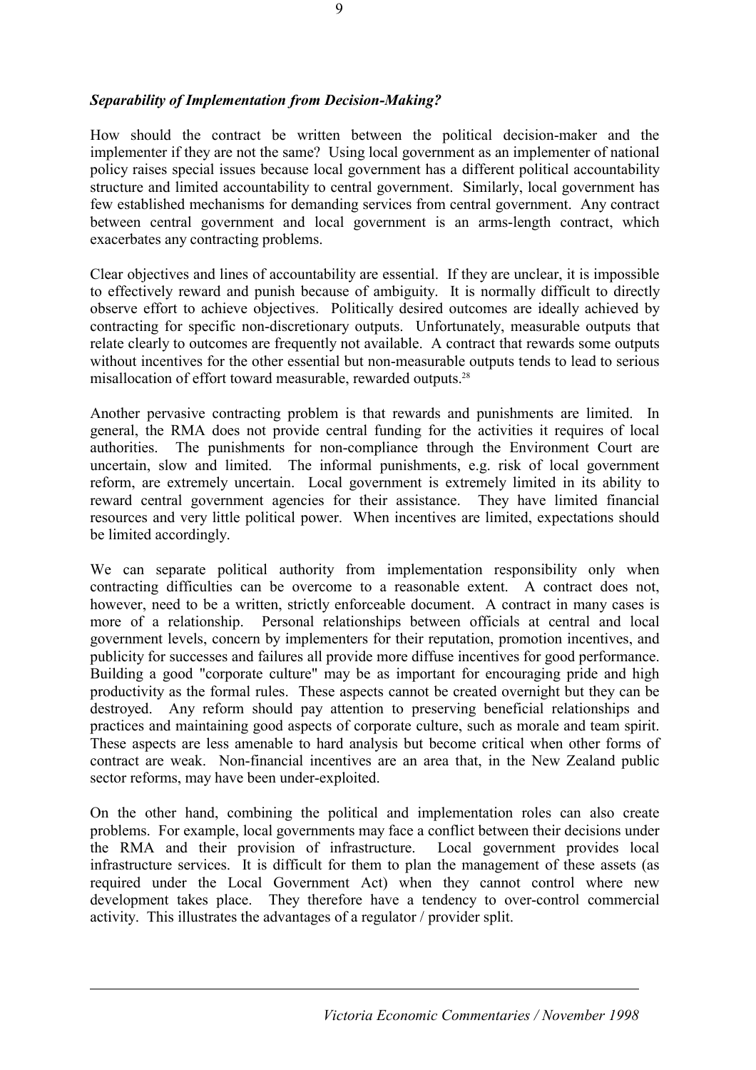***Separability of Implementation from Decision-Making?***

How should the contract be written between the political decision-maker and the implementer if they are not the same? Using local government as an implementer of national policy raises special issues because local government has a different political accountability structure and limited accountability to central government. Similarly, local government has few established mechanisms for demanding services from central government. Any contract between central government and local government is an arms-length contract, which exacerbates any contracting problems.

Clear objectives and lines of accountability are essential. If they are unclear, it is impossible to effectively reward and punish because of ambiguity. It is normally difficult to directly observe effort to achieve objectives. Politically desired outcomes are ideally achieved by contracting for specific non-discretionary outputs. Unfortunately, measurable outputs that relate clearly to outcomes are frequently not available. A contract that rewards some outputs without incentives for the other essential but non-measurable outputs tends to lead to serious misallocation of effort toward measurable, rewarded outputs.[28]

Another pervasive contracting problem is that rewards and punishments are limited. In general, the RMA does not provide central funding for the activities it requires of local authorities. The punishments for non-compliance through the Environment Court are uncertain, slow and limited. The informal punishments, e.g. risk of local government reform, are extremely uncertain. Local government is extremely limited in its ability to reward central government agencies for their assistance. They have limited financial resources and very little political power. When incentives are limited, expectations should be limited accordingly.

We can separate political authority from implementation responsibility only when contracting difficulties can be overcome to a reasonable extent. A contract does not, however, need to be a written, strictly enforceable document. A contract in many cases is more of a relationship. Personal relationships between officials at central and local government levels, concern by implementers for their reputation, promotion incentives, and publicity for successes and failures all provide more diffuse incentives for good performance. Building a good "corporate culture" may be as important for encouraging pride and high productivity as the formal rules. These aspects cannot be created overnight but they can be destroyed. Any reform should pay attention to preserving beneficial relationships and practices and maintaining good aspects of corporate culture, such as morale and team spirit. These aspects are less amenable to hard analysis but become critical when other forms of contract are weak. Non-financial incentives are an area that, in the New Zealand public sector reforms, may have been under-exploited.

On the other hand, combining the political and implementation roles can also create problems. For example, local governments may face a conflict between their decisions under the RMA and their provision of infrastructure. Local government provides local infrastructure services. It is difficult for them to plan the management of these assets (as required under the Local Government Act) when they cannot control where new development takes place. They therefore have a tendency to over-control commercial activity. This illustrates the advantages of a regulator / provider split.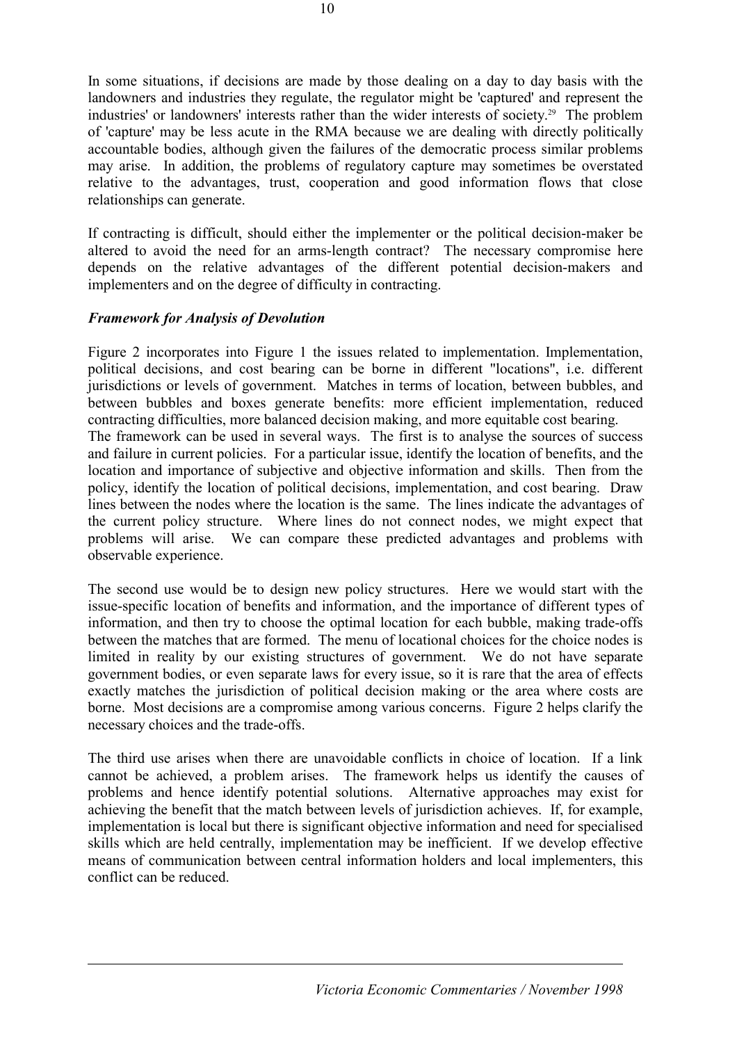In some situations, if decisions are made by those dealing on a day to day basis with the landowners and industries they regulate, the regulator might be 'captured' and represent the industries' or landowners' interests rather than the wider interests of society.[29] The problem of 'capture' may be less acute in the RMA because we are dealing with directly politically accountable bodies, although given the failures of the democratic process similar problems may arise. In addition, the problems of regulatory capture may sometimes be overstated relative to the advantages, trust, cooperation and good information flows that close relationships can generate.

If contracting is difficult, should either the implementer or the political decision-maker be altered to avoid the need for an arms-length contract? The necessary compromise here depends on the relative advantages of the different potential decision-makers and implementers and on the degree of difficulty in contracting.

***Framework for Analysis of Devolution***

Figure 2 incorporates into Figure 1 the issues related to implementation. Implementation, political decisions, and cost bearing can be borne in different "locations", i.e. different jurisdictions or levels of government. Matches in terms of location, between bubbles, and between bubbles and boxes generate benefits: more efficient implementation, reduced contracting difficulties, more balanced decision making, and more equitable cost bearing.

The framework can be used in several ways. The first is to analyse the sources of success and failure in current policies. For a particular issue, identify the location of benefits, and the location and importance of subjective and objective information and skills. Then from the policy, identify the location of political decisions, implementation, and cost bearing. Draw lines between the nodes where the location is the same. The lines indicate the advantages of the current policy structure. Where lines do not connect nodes, we might expect that problems will arise. We can compare these predicted advantages and problems with observable experience.

The second use would be to design new policy structures. Here we would start with the issue-specific location of benefits and information, and the importance of different types of information, and then try to choose the optimal location for each bubble, making trade-offs between the matches that are formed. The menu of locational choices for the choice nodes is limited in reality by our existing structures of government. We do not have separate government bodies, or even separate laws for every issue, so it is rare that the area of effects exactly matches the jurisdiction of political decision making or the area where costs are borne. Most decisions are a compromise among various concerns. Figure 2 helps clarify the necessary choices and the trade-offs.

The third use arises when there are unavoidable conflicts in choice of location. If a link cannot be achieved, a problem arises. The framework helps us identify the causes of problems and hence identify potential solutions. Alternative approaches may exist for achieving the benefit that the match between levels of jurisdiction achieves. If, for example, implementation is local but there is significant objective information and need for specialised skills which are held centrally, implementation may be inefficient. If we develop effective means of communication between central information holders and local implementers, this conflict can be reduced.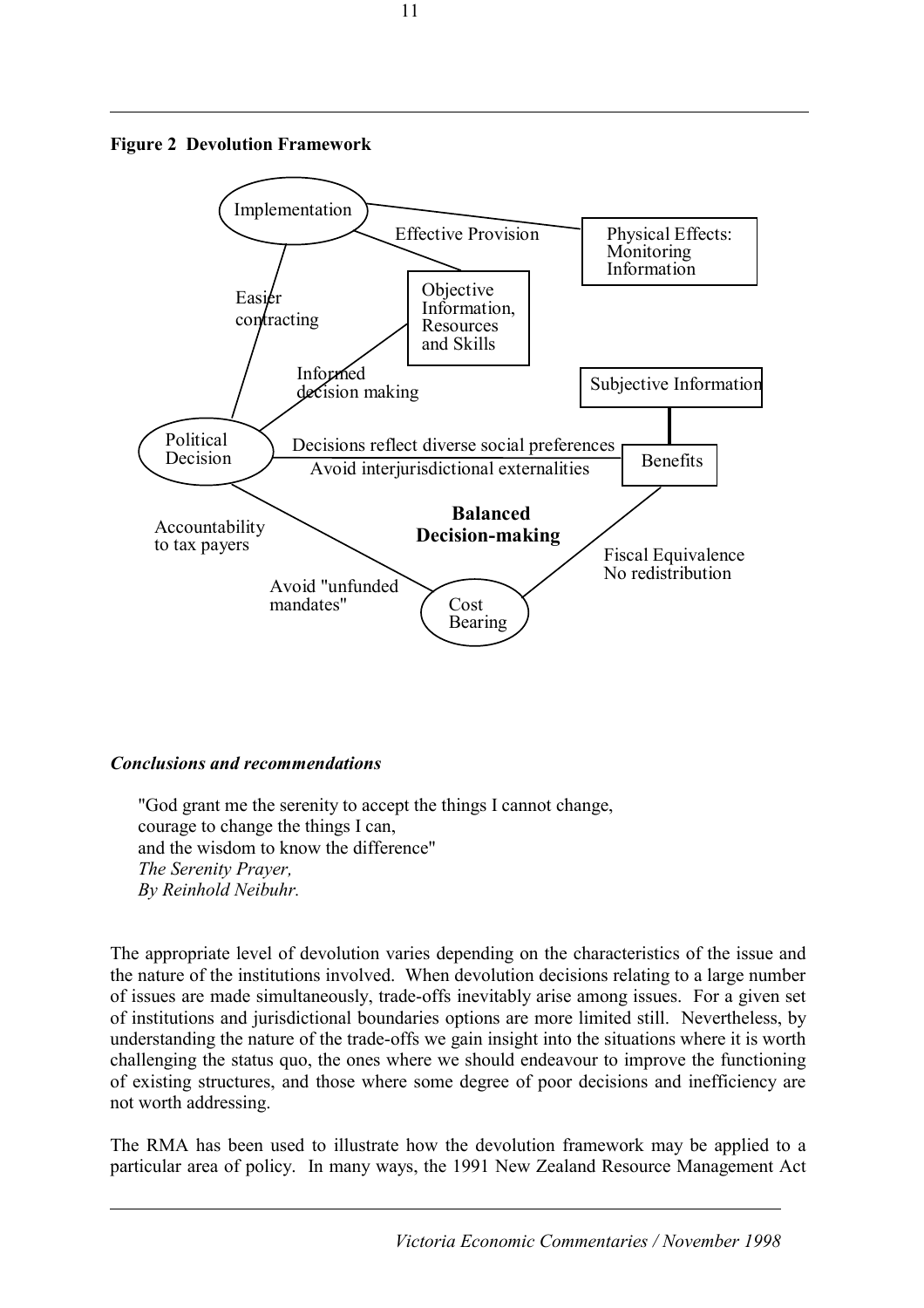**Figure 2 Devolution Framework**

Implementation

Effective Provision

Physical Effects: Monitoring Information

Easier contracting

Objective Information, Resources and Skills

Informed decision making

Subjective Information

Political Decision

Decisions reflect diverse social preferences

Avoid interjurisdictional externalities

Benefits

**Balanced Decision-making**

Accountability to tax payers

Fiscal Equivalence
No redistribution

Avoid "unfunded mandates"

Cost Bearing

***Conclusions and recommendations***

> "God grant me the serenity to accept the things I cannot change,
> courage to change the things I can,
> and the wisdom to know the difference"
> *The Serenity Prayer,*
> *By Reinhold Neibuhr.*

The appropriate level of devolution varies depending on the characteristics of the issue and the nature of the institutions involved. When devolution decisions relating to a large number of issues are made simultaneously, trade-offs inevitably arise among issues. For a given set of institutions and jurisdictional boundaries options are more limited still. Nevertheless, by understanding the nature of the trade-offs we gain insight into the situations where it is worth challenging the status quo, the ones where we should endeavour to improve the functioning of existing structures, and those where some degree of poor decisions and inefficiency are not worth addressing.

The RMA has been used to illustrate how the devolution framework may be applied to a particular area of policy. In many ways, the 1991 New Zealand Resource Management Act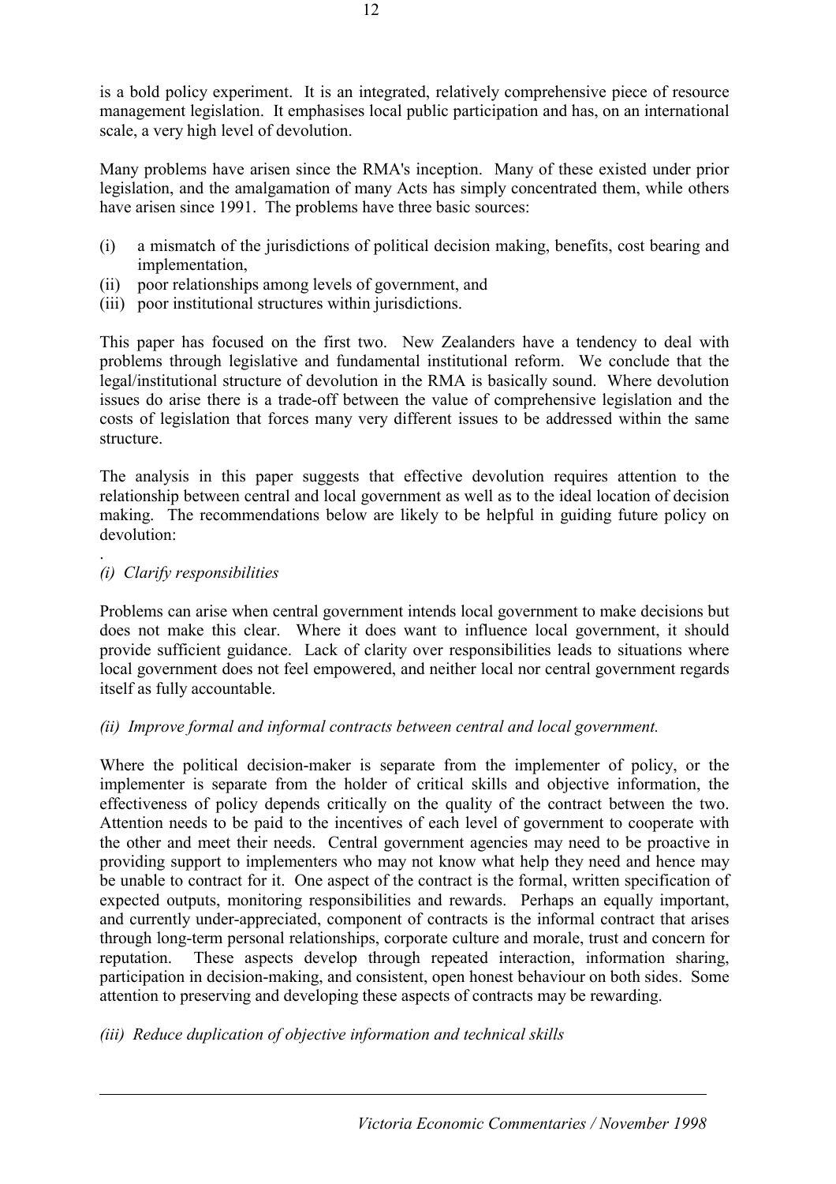is a bold policy experiment. It is an integrated, relatively comprehensive piece of resource management legislation. It emphasises local public participation and has, on an international scale, a very high level of devolution.

Many problems have arisen since the RMA's inception. Many of these existed under prior legislation, and the amalgamation of many Acts has simply concentrated them, while others have arisen since 1991. The problems have three basic sources:

(i) a mismatch of the jurisdictions of political decision making, benefits, cost bearing and implementation,
(ii) poor relationships among levels of government, and
(iii) poor institutional structures within jurisdictions.

This paper has focused on the first two. New Zealanders have a tendency to deal with problems through legislative and fundamental institutional reform. We conclude that the legal/institutional structure of devolution in the RMA is basically sound. Where devolution issues do arise there is a trade-off between the value of comprehensive legislation and the costs of legislation that forces many very different issues to be addressed within the same structure.

The analysis in this paper suggests that effective devolution requires attention to the relationship between central and local government as well as to the ideal location of decision making. The recommendations below are likely to be helpful in guiding future policy on devolution:

*(i) Clarify responsibilities*

Problems can arise when central government intends local government to make decisions but does not make this clear. Where it does want to influence local government, it should provide sufficient guidance. Lack of clarity over responsibilities leads to situations where local government does not feel empowered, and neither local nor central government regards itself as fully accountable.

*(ii) Improve formal and informal contracts between central and local government.*

Where the political decision-maker is separate from the implementer of policy, or the implementer is separate from the holder of critical skills and objective information, the effectiveness of policy depends critically on the quality of the contract between the two. Attention needs to be paid to the incentives of each level of government to cooperate with the other and meet their needs. Central government agencies may need to be proactive in providing support to implementers who may not know what help they need and hence may be unable to contract for it. One aspect of the contract is the formal, written specification of expected outputs, monitoring responsibilities and rewards. Perhaps an equally important, and currently under-appreciated, component of contracts is the informal contract that arises through long-term personal relationships, corporate culture and morale, trust and concern for reputation. These aspects develop through repeated interaction, information sharing, participation in decision-making, and consistent, open honest behaviour on both sides. Some attention to preserving and developing these aspects of contracts may be rewarding.

*(iii) Reduce duplication of objective information and technical skills*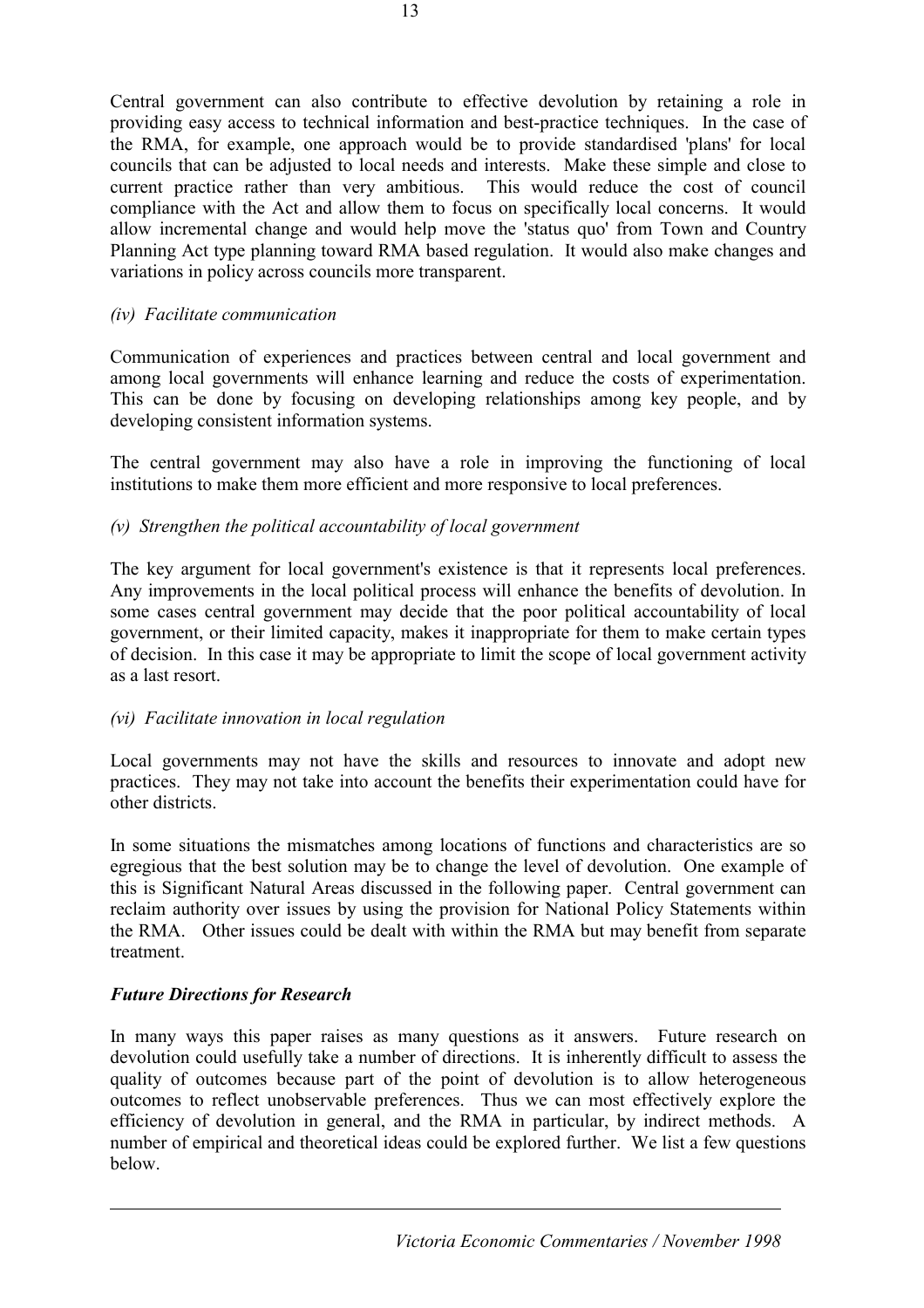Central government can also contribute to effective devolution by retaining a role in providing easy access to technical information and best-practice techniques. In the case of the RMA, for example, one approach would be to provide standardised 'plans' for local councils that can be adjusted to local needs and interests. Make these simple and close to current practice rather than very ambitious. This would reduce the cost of council compliance with the Act and allow them to focus on specifically local concerns. It would allow incremental change and would help move the 'status quo' from Town and Country Planning Act type planning toward RMA based regulation. It would also make changes and variations in policy across councils more transparent.

*(iv) Facilitate communication*

Communication of experiences and practices between central and local government and among local governments will enhance learning and reduce the costs of experimentation. This can be done by focusing on developing relationships among key people, and by developing consistent information systems.

The central government may also have a role in improving the functioning of local institutions to make them more efficient and more responsive to local preferences.

*(v) Strengthen the political accountability of local government*

The key argument for local government's existence is that it represents local preferences. Any improvements in the local political process will enhance the benefits of devolution. In some cases central government may decide that the poor political accountability of local government, or their limited capacity, makes it inappropriate for them to make certain types of decision. In this case it may be appropriate to limit the scope of local government activity as a last resort.

*(vi) Facilitate innovation in local regulation*

Local governments may not have the skills and resources to innovate and adopt new practices. They may not take into account the benefits their experimentation could have for other districts.

In some situations the mismatches among locations of functions and characteristics are so egregious that the best solution may be to change the level of devolution. One example of this is Significant Natural Areas discussed in the following paper. Central government can reclaim authority over issues by using the provision for National Policy Statements within the RMA. Other issues could be dealt with within the RMA but may benefit from separate treatment.

***Future Directions for Research***

In many ways this paper raises as many questions as it answers. Future research on devolution could usefully take a number of directions. It is inherently difficult to assess the quality of outcomes because part of the point of devolution is to allow heterogeneous outcomes to reflect unobservable preferences. Thus we can most effectively explore the efficiency of devolution in general, and the RMA in particular, by indirect methods. A number of empirical and theoretical ideas could be explored further. We list a few questions below.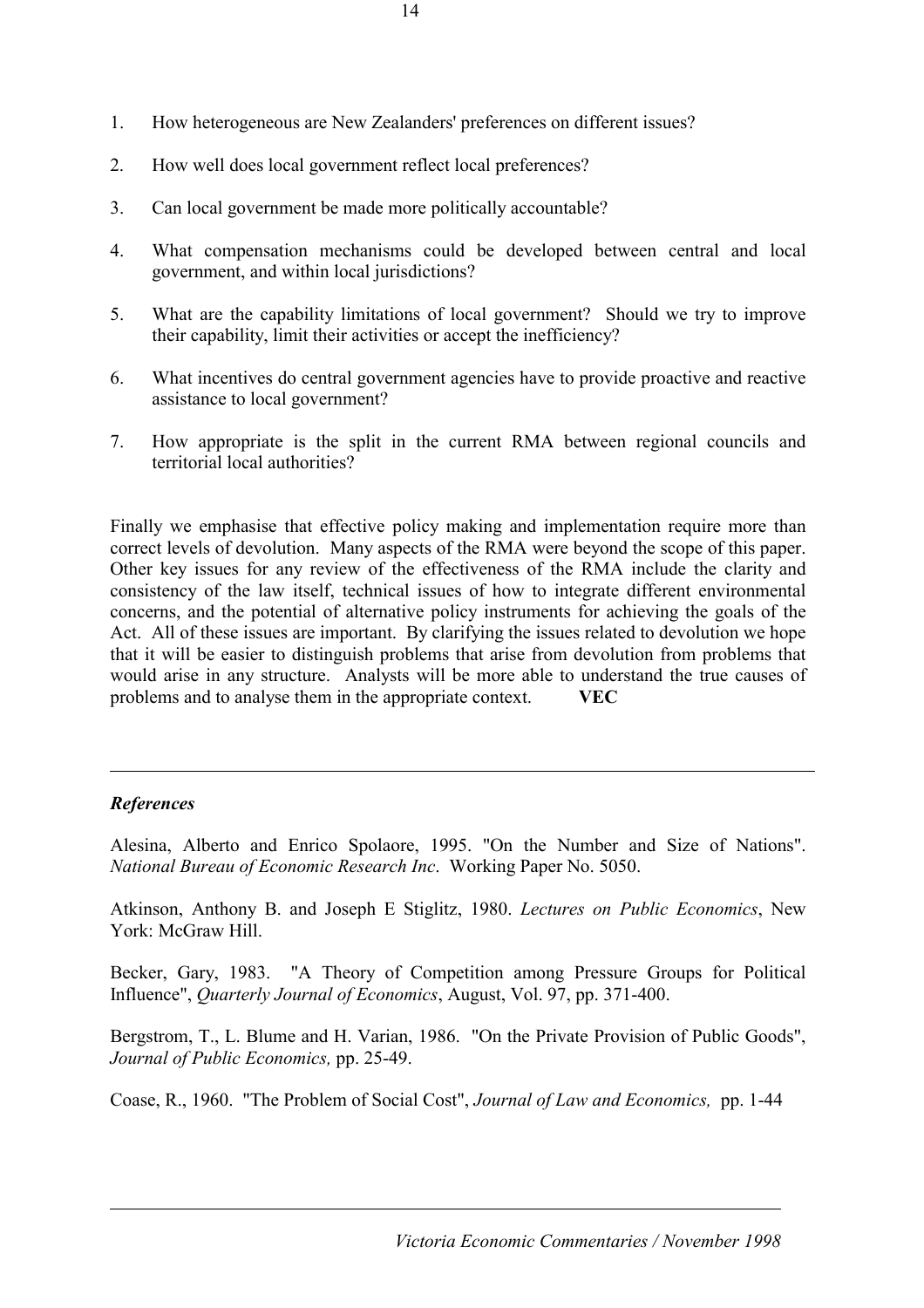1. How heterogeneous are New Zealanders' preferences on different issues?

2. How well does local government reflect local preferences?

3. Can local government be made more politically accountable?

4. What compensation mechanisms could be developed between central and local government, and within local jurisdictions?

5. What are the capability limitations of local government? Should we try to improve their capability, limit their activities or accept the inefficiency?

6. What incentives do central government agencies have to provide proactive and reactive assistance to local government?

7. How appropriate is the split in the current RMA between regional councils and territorial local authorities?

Finally we emphasise that effective policy making and implementation require more than correct levels of devolution. Many aspects of the RMA were beyond the scope of this paper. Other key issues for any review of the effectiveness of the RMA include the clarity and consistency of the law itself, technical issues of how to integrate different environmental concerns, and the potential of alternative policy instruments for achieving the goals of the Act. All of these issues are important. By clarifying the issues related to devolution we hope that it will be easier to distinguish problems that arise from devolution from problems that would arise in any structure. Analysts will be more able to understand the true causes of problems and to analyse them in the appropriate context. **VEC**

---

### *References*

Alesina, Alberto and Enrico Spolaore, 1995. "On the Number and Size of Nations". *National Bureau of Economic Research Inc*. Working Paper No. 5050.

Atkinson, Anthony B. and Joseph E Stiglitz, 1980. *Lectures on Public Economics*, New York: McGraw Hill.

Becker, Gary, 1983. "A Theory of Competition among Pressure Groups for Political Influence", *Quarterly Journal of Economics*, August, Vol. 97, pp. 371-400.

Bergstrom, T., L. Blume and H. Varian, 1986. "On the Private Provision of Public Goods", *Journal of Public Economics,* pp. 25-49.

Coase, R., 1960. "The Problem of Social Cost", *Journal of Law and Economics,* pp. 1-44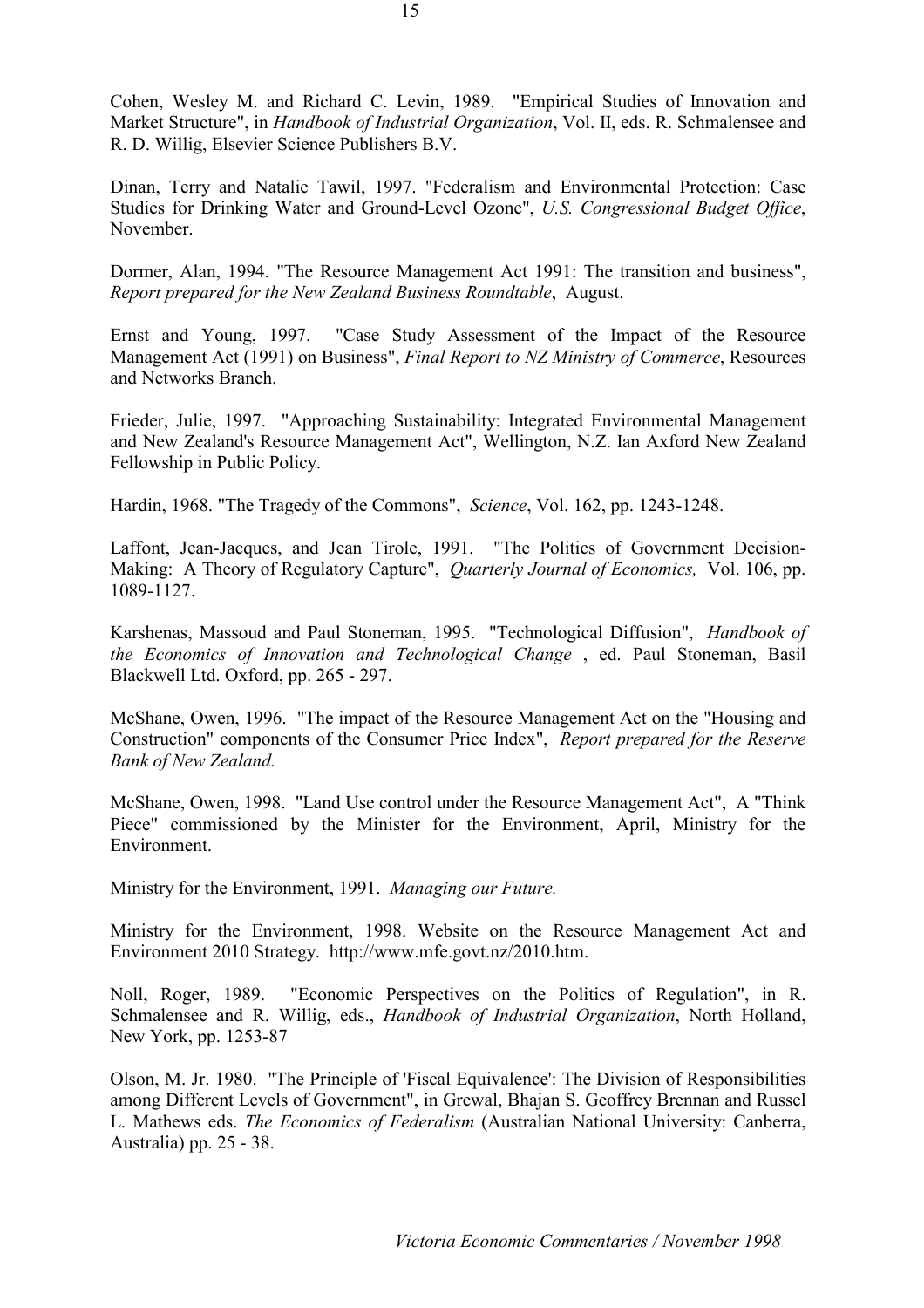Cohen, Wesley M. and Richard C. Levin, 1989. "Empirical Studies of Innovation and Market Structure", in *Handbook of Industrial Organization*, Vol. II, eds. R. Schmalensee and R. D. Willig, Elsevier Science Publishers B.V.

Dinan, Terry and Natalie Tawil, 1997. "Federalism and Environmental Protection: Case Studies for Drinking Water and Ground-Level Ozone", *U.S. Congressional Budget Office*, November.

Dormer, Alan, 1994. "The Resource Management Act 1991: The transition and business", *Report prepared for the New Zealand Business Roundtable*, August.

Ernst and Young, 1997. "Case Study Assessment of the Impact of the Resource Management Act (1991) on Business", *Final Report to NZ Ministry of Commerce*, Resources and Networks Branch.

Frieder, Julie, 1997. "Approaching Sustainability: Integrated Environmental Management and New Zealand's Resource Management Act", Wellington, N.Z. Ian Axford New Zealand Fellowship in Public Policy.

Hardin, 1968. "The Tragedy of the Commons", *Science*, Vol. 162, pp. 1243-1248.

Laffont, Jean-Jacques, and Jean Tirole, 1991. "The Politics of Government Decision-Making: A Theory of Regulatory Capture", *Quarterly Journal of Economics,* Vol. 106, pp. 1089-1127.

Karshenas, Massoud and Paul Stoneman, 1995. "Technological Diffusion", *Handbook of the Economics of Innovation and Technological Change* , ed. Paul Stoneman, Basil Blackwell Ltd. Oxford, pp. 265 - 297.

McShane, Owen, 1996. "The impact of the Resource Management Act on the "Housing and Construction" components of the Consumer Price Index", *Report prepared for the Reserve Bank of New Zealand.*

McShane, Owen, 1998. "Land Use control under the Resource Management Act", A "Think Piece" commissioned by the Minister for the Environment, April, Ministry for the Environment.

Ministry for the Environment, 1991. *Managing our Future.*

Ministry for the Environment, 1998. Website on the Resource Management Act and Environment 2010 Strategy. http://www.mfe.govt.nz/2010.htm.

Noll, Roger, 1989. "Economic Perspectives on the Politics of Regulation", in R. Schmalensee and R. Willig, eds., *Handbook of Industrial Organization*, North Holland, New York, pp. 1253-87

Olson, M. Jr. 1980. "The Principle of 'Fiscal Equivalence': The Division of Responsibilities among Different Levels of Government", in Grewal, Bhajan S. Geoffrey Brennan and Russel L. Mathews eds. *The Economics of Federalism* (Australian National University: Canberra, Australia) pp. 25 - 38.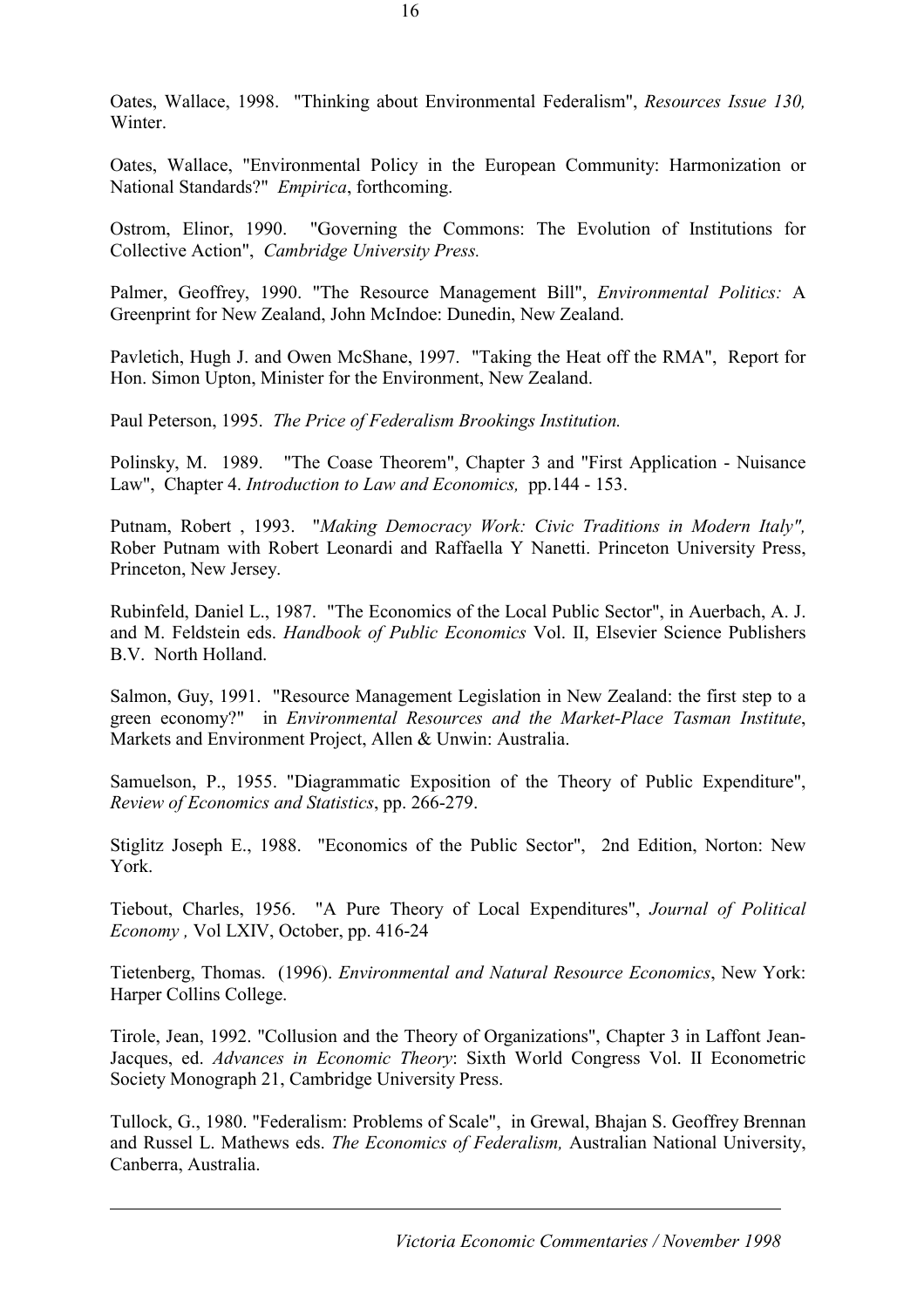Oates, Wallace, 1998. "Thinking about Environmental Federalism", *Resources Issue 130,* Winter.

Oates, Wallace, "Environmental Policy in the European Community: Harmonization or National Standards?" *Empirica*, forthcoming.

Ostrom, Elinor, 1990. "Governing the Commons: The Evolution of Institutions for Collective Action", *Cambridge University Press.*

Palmer, Geoffrey, 1990. "The Resource Management Bill", *Environmental Politics:* A Greenprint for New Zealand, John McIndoe: Dunedin, New Zealand.

Pavletich, Hugh J. and Owen McShane, 1997. "Taking the Heat off the RMA", Report for Hon. Simon Upton, Minister for the Environment, New Zealand.

Paul Peterson, 1995. *The Price of Federalism Brookings Institution.*

Polinsky, M. 1989. "The Coase Theorem", Chapter 3 and "First Application - Nuisance Law", Chapter 4. *Introduction to Law and Economics,* pp.144 - 153.

Putnam, Robert , 1993. "*Making Democracy Work: Civic Traditions in Modern Italy",* Rober Putnam with Robert Leonardi and Raffaella Y Nanetti. Princeton University Press, Princeton, New Jersey.

Rubinfeld, Daniel L., 1987. "The Economics of the Local Public Sector", in Auerbach, A. J. and M. Feldstein eds. *Handbook of Public Economics* Vol. II, Elsevier Science Publishers B.V. North Holland.

Salmon, Guy, 1991. "Resource Management Legislation in New Zealand: the first step to a green economy?" in *Environmental Resources and the Market-Place Tasman Institute*, Markets and Environment Project, Allen & Unwin: Australia.

Samuelson, P., 1955. "Diagrammatic Exposition of the Theory of Public Expenditure", *Review of Economics and Statistics*, pp. 266-279.

Stiglitz Joseph E., 1988. "Economics of the Public Sector", 2nd Edition, Norton: New York.

Tiebout, Charles, 1956. "A Pure Theory of Local Expenditures", *Journal of Political Economy ,* Vol LXIV, October, pp. 416-24

Tietenberg, Thomas. (1996). *Environmental and Natural Resource Economics*, New York: Harper Collins College.

Tirole, Jean, 1992. "Collusion and the Theory of Organizations", Chapter 3 in Laffont Jean-Jacques, ed. *Advances in Economic Theory*: Sixth World Congress Vol. II Econometric Society Monograph 21, Cambridge University Press.

Tullock, G., 1980. "Federalism: Problems of Scale", in Grewal, Bhajan S. Geoffrey Brennan and Russel L. Mathews eds. *The Economics of Federalism,* Australian National University, Canberra, Australia.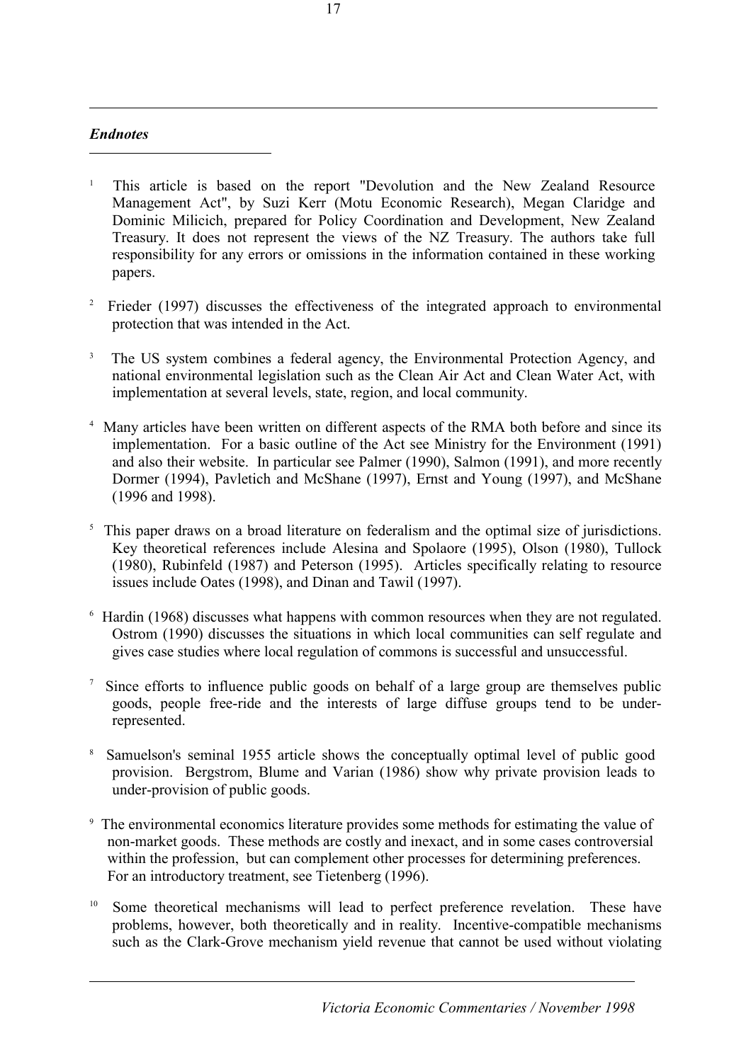### *Endnotes*

[1] This article is based on the report "Devolution and the New Zealand Resource Management Act", by Suzi Kerr (Motu Economic Research), Megan Claridge and Dominic Milicich, prepared for Policy Coordination and Development, New Zealand Treasury. It does not represent the views of the NZ Treasury. The authors take full responsibility for any errors or omissions in the information contained in these working papers.

[2] Frieder (1997) discusses the effectiveness of the integrated approach to environmental protection that was intended in the Act.

[3] The US system combines a federal agency, the Environmental Protection Agency, and national environmental legislation such as the Clean Air Act and Clean Water Act, with implementation at several levels, state, region, and local community.

[4] Many articles have been written on different aspects of the RMA both before and since its implementation. For a basic outline of the Act see Ministry for the Environment (1991) and also their website. In particular see Palmer (1990), Salmon (1991), and more recently Dormer (1994), Pavletich and McShane (1997), Ernst and Young (1997), and McShane (1996 and 1998).

[5] This paper draws on a broad literature on federalism and the optimal size of jurisdictions. Key theoretical references include Alesina and Spolaore (1995), Olson (1980), Tullock (1980), Rubinfeld (1987) and Peterson (1995). Articles specifically relating to resource issues include Oates (1998), and Dinan and Tawil (1997).

[6] Hardin (1968) discusses what happens with common resources when they are not regulated. Ostrom (1990) discusses the situations in which local communities can self regulate and gives case studies where local regulation of commons is successful and unsuccessful.

[7] Since efforts to influence public goods on behalf of a large group are themselves public goods, people free-ride and the interests of large diffuse groups tend to be under-represented.

[8] Samuelson's seminal 1955 article shows the conceptually optimal level of public good provision. Bergstrom, Blume and Varian (1986) show why private provision leads to under-provision of public goods.

[9] The environmental economics literature provides some methods for estimating the value of non-market goods. These methods are costly and inexact, and in some cases controversial within the profession, but can complement other processes for determining preferences. For an introductory treatment, see Tietenberg (1996).

[10] Some theoretical mechanisms will lead to perfect preference revelation. These have problems, however, both theoretically and in reality. Incentive-compatible mechanisms such as the Clark-Grove mechanism yield revenue that cannot be used without violating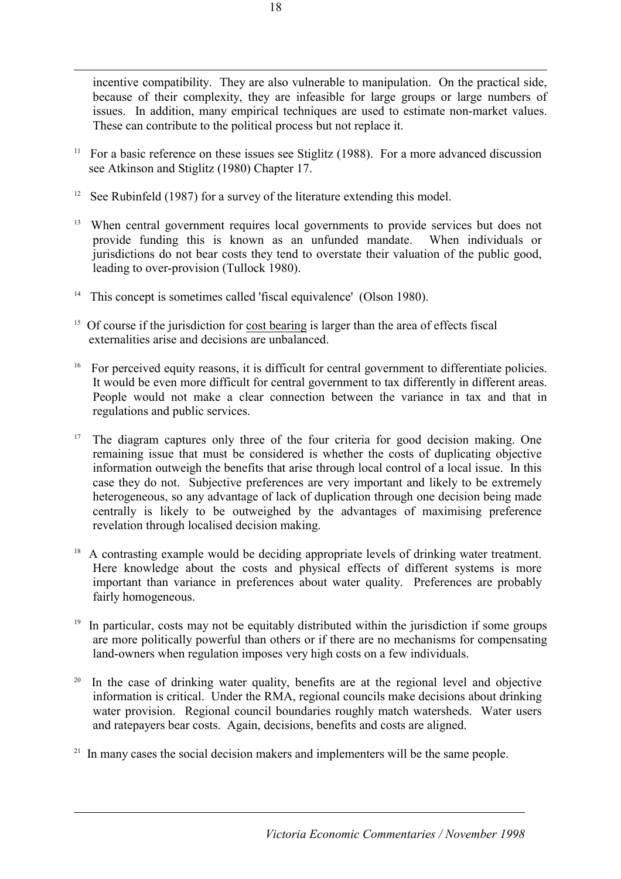incentive compatibility. They are also vulnerable to manipulation. On the practical side, because of their complexity, they are infeasible for large groups or large numbers of issues. In addition, many empirical techniques are used to estimate non-market values. These can contribute to the political process but not replace it.

[11] For a basic reference on these issues see Stiglitz (1988). For a more advanced discussion see Atkinson and Stiglitz (1980) Chapter 17.

[12] See Rubinfeld (1987) for a survey of the literature extending this model.

[13] When central government requires local governments to provide services but does not provide funding this is known as an unfunded mandate. When individuals or jurisdictions do not bear costs they tend to overstate their valuation of the public good, leading to over-provision (Tullock 1980).

[14] This concept is sometimes called 'fiscal equivalence' (Olson 1980).

[15] Of course if the jurisdiction for cost bearing is larger than the area of effects fiscal externalities arise and decisions are unbalanced.

[16] For perceived equity reasons, it is difficult for central government to differentiate policies. It would be even more difficult for central government to tax differently in different areas. People would not make a clear connection between the variance in tax and that in regulations and public services.

[17] The diagram captures only three of the four criteria for good decision making. One remaining issue that must be considered is whether the costs of duplicating objective information outweigh the benefits that arise through local control of a local issue. In this case they do not. Subjective preferences are very important and likely to be extremely heterogeneous, so any advantage of lack of duplication through one decision being made centrally is likely to be outweighed by the advantages of maximising preference revelation through localised decision making.

[18] A contrasting example would be deciding appropriate levels of drinking water treatment. Here knowledge about the costs and physical effects of different systems is more important than variance in preferences about water quality. Preferences are probably fairly homogeneous.

[19] In particular, costs may not be equitably distributed within the jurisdiction if some groups are more politically powerful than others or if there are no mechanisms for compensating land-owners when regulation imposes very high costs on a few individuals.

[20] In the case of drinking water quality, benefits are at the regional level and objective information is critical. Under the RMA, regional councils make decisions about drinking water provision. Regional council boundaries roughly match watersheds. Water users and ratepayers bear costs. Again, decisions, benefits and costs are aligned.

[21] In many cases the social decision makers and implementers will be the same people.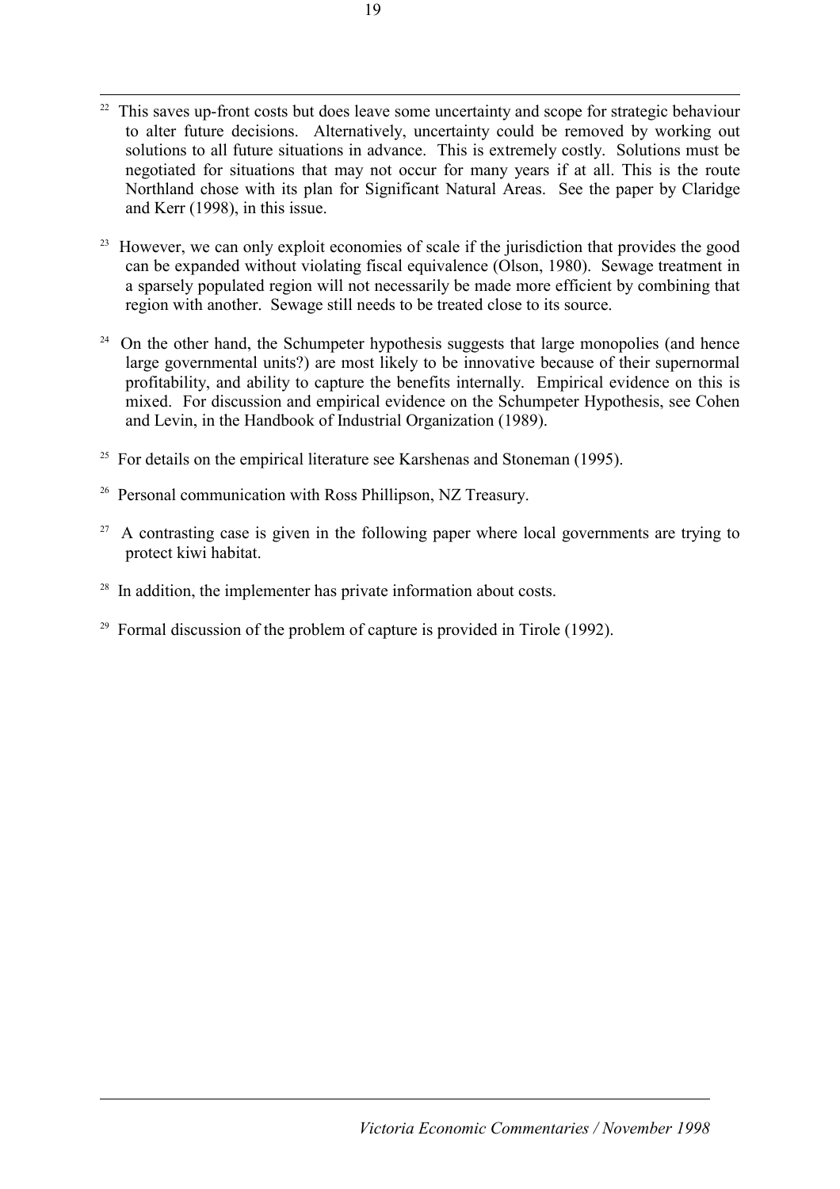[22] This saves up-front costs but does leave some uncertainty and scope for strategic behaviour to alter future decisions. Alternatively, uncertainty could be removed by working out solutions to all future situations in advance. This is extremely costly. Solutions must be negotiated for situations that may not occur for many years if at all. This is the route Northland chose with its plan for Significant Natural Areas. See the paper by Claridge and Kerr (1998), in this issue.

[23] However, we can only exploit economies of scale if the jurisdiction that provides the good can be expanded without violating fiscal equivalence (Olson, 1980). Sewage treatment in a sparsely populated region will not necessarily be made more efficient by combining that region with another. Sewage still needs to be treated close to its source.

[24] On the other hand, the Schumpeter hypothesis suggests that large monopolies (and hence large governmental units?) are most likely to be innovative because of their supernormal profitability, and ability to capture the benefits internally. Empirical evidence on this is mixed. For discussion and empirical evidence on the Schumpeter Hypothesis, see Cohen and Levin, in the Handbook of Industrial Organization (1989).

[25] For details on the empirical literature see Karshenas and Stoneman (1995).

[26] Personal communication with Ross Phillipson, NZ Treasury.

[27] A contrasting case is given in the following paper where local governments are trying to protect kiwi habitat.

[28] In addition, the implementer has private information about costs.

[29] Formal discussion of the problem of capture is provided in Tirole (1992).